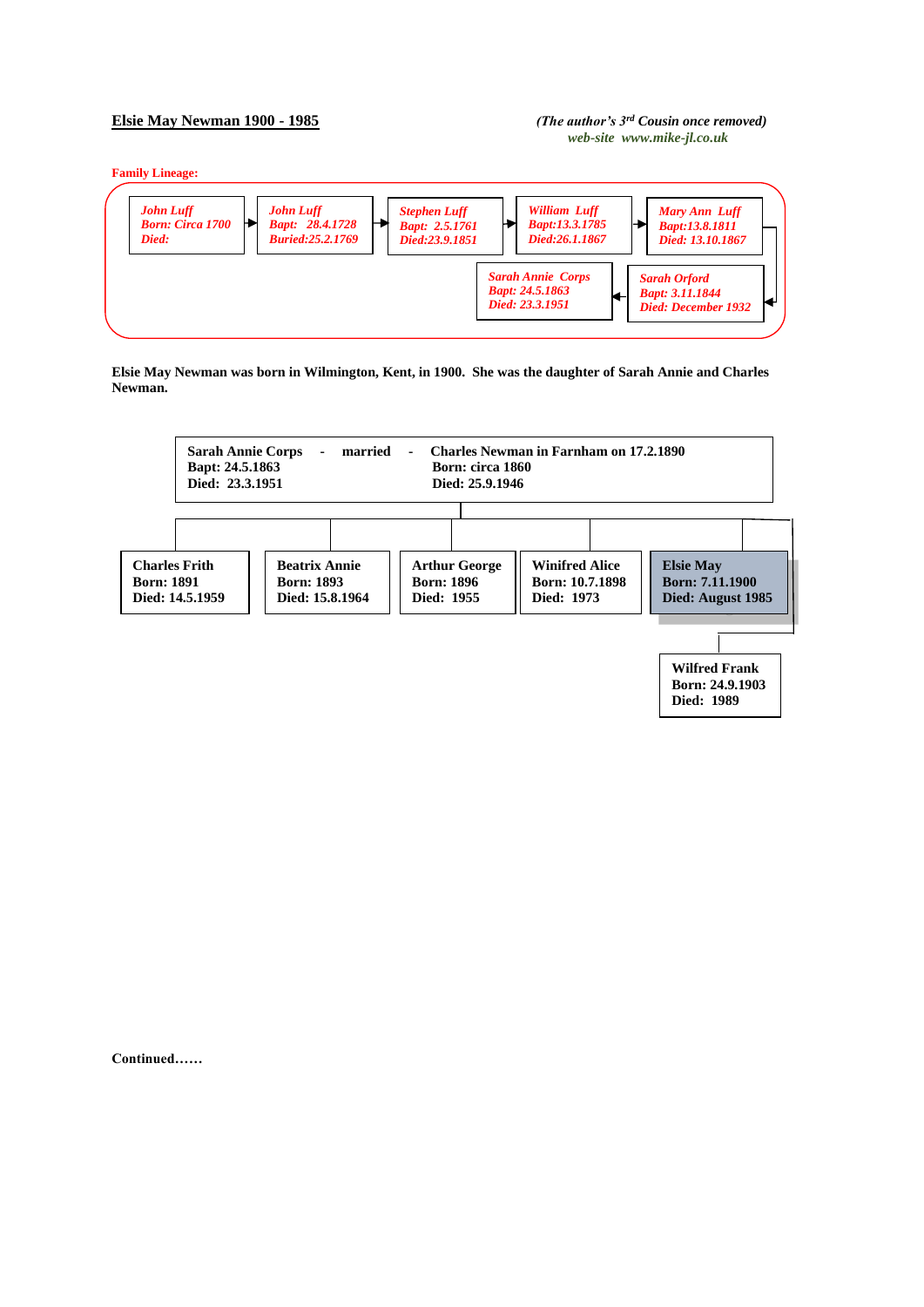**Elsie May Newman 1900 - 1985**

*(The author's 3rd Cousin once removed)*
*web-site www.mike-jl.co.uk*

**Family Lineage:**

*John Luff*
*Born: Circa 1700*
*Died:*
→
*John Luff*
*Bapt: 28.4.1728*
*Buried:25.2.1769*
→
*Stephen Luff*
*Bapt: 2.5.1761*
*Died:23.9.1851*
→
*William Luff*
*Bapt:13.3.1785*
*Died:26.1.1867*
→
*Mary Ann Luff*
*Bapt:13.8.1811*
*Died: 13.10.1867*
→
*Sarah Orford*
*Bapt: 3.11.1844*
*Died: December 1932*
→
*Sarah Annie Corps*
*Bapt: 24.5.1863*
*Died: 23.3.1951*

**Elsie May Newman was born in Wilmington, Kent, in 1900. She was the daughter of Sarah Annie and Charles Newman.**

**Sarah Annie Corps - married - Charles Newman in Farnham on 17.2.1890**

**Sarah Annie Corps**
**Bapt: 24.5.1863**
**Died: 23.3.1951**

**Charles Newman**
**Born: circa 1860**
**Died: 25.9.1946**

Children:

| Name | Born | Died |
|---|---|---|
| **Charles Frith** | **1891** | **14.5.1959** |
| **Beatrix Annie** | **1893** | **15.8.1964** |
| **Arthur George** | **1896** | **1955** |
| **Winifred Alice** | **10.7.1898** | **1973** |
| **Elsie May** | **7.11.1900** | **August 1985** |
| **Wilfred Frank** | **24.9.1903** | **1989** |

**Continued……**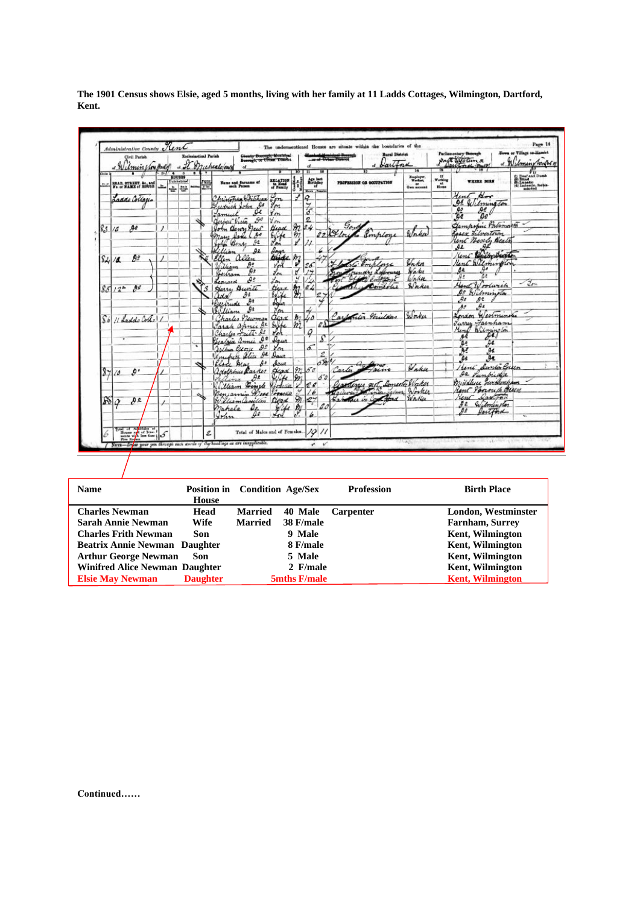**The 1901 Census shows Elsie, aged 5 months, living with her family at 11 Ladds Cottages, Wilmington, Dartford, Kent.**

| Name | Position in House | Condition | Age/Sex | Profession | Birth Place |
|---|---|---|---|---|---|
| **Charles Newman** | **Head** | **Married** | **40 Male** | **Carpenter** | **London, Westminster** |
| **Sarah Annie Newman** | **Wife** | **Married** | **38 F/male** | | **Farnham, Surrey** |
| **Charles Frith Newman** | **Son** | | **9 Male** | | **Kent, Wilmington** |
| **Beatrix Annie Newman** | **Daughter** | | **8 F/male** | | **Kent, Wilmington** |
| **Arthur George Newman** | **Son** | | **5 Male** | | **Kent, Wilmington** |
| **Winifred Alice Newman** | **Daughter** | | **2 F/male** | | **Kent, Wilmington** |
| **Elsie May Newman** | **Daughter** | | **5mths F/male** | | **Kent, Wilmington** |

**Continued……**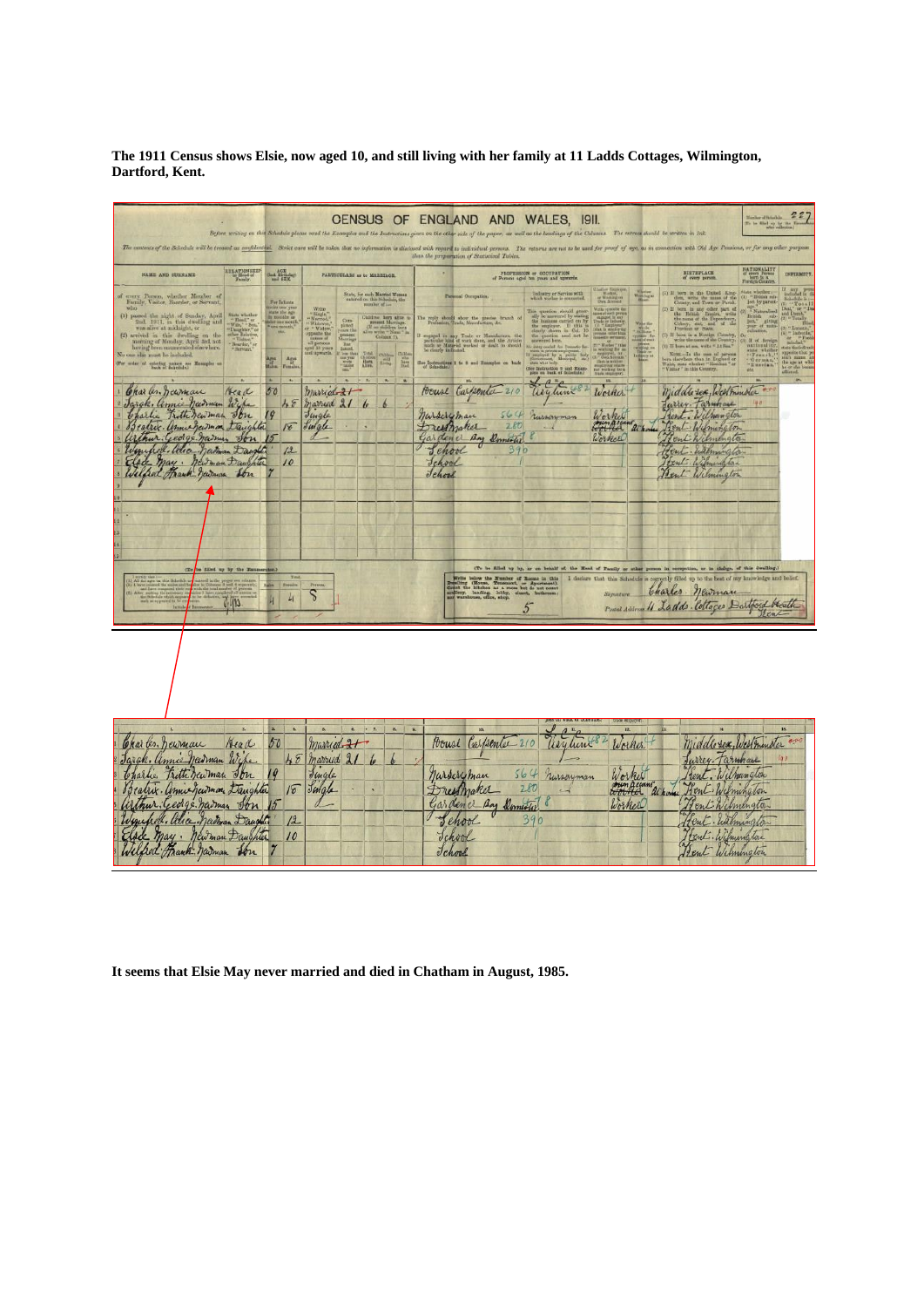**The 1911 Census shows Elsie, now aged 10, and still living with her family at 11 Ladds Cottages, Wilmington, Dartford, Kent.**

**It seems that Elsie May never married and died in Chatham in August, 1985.**